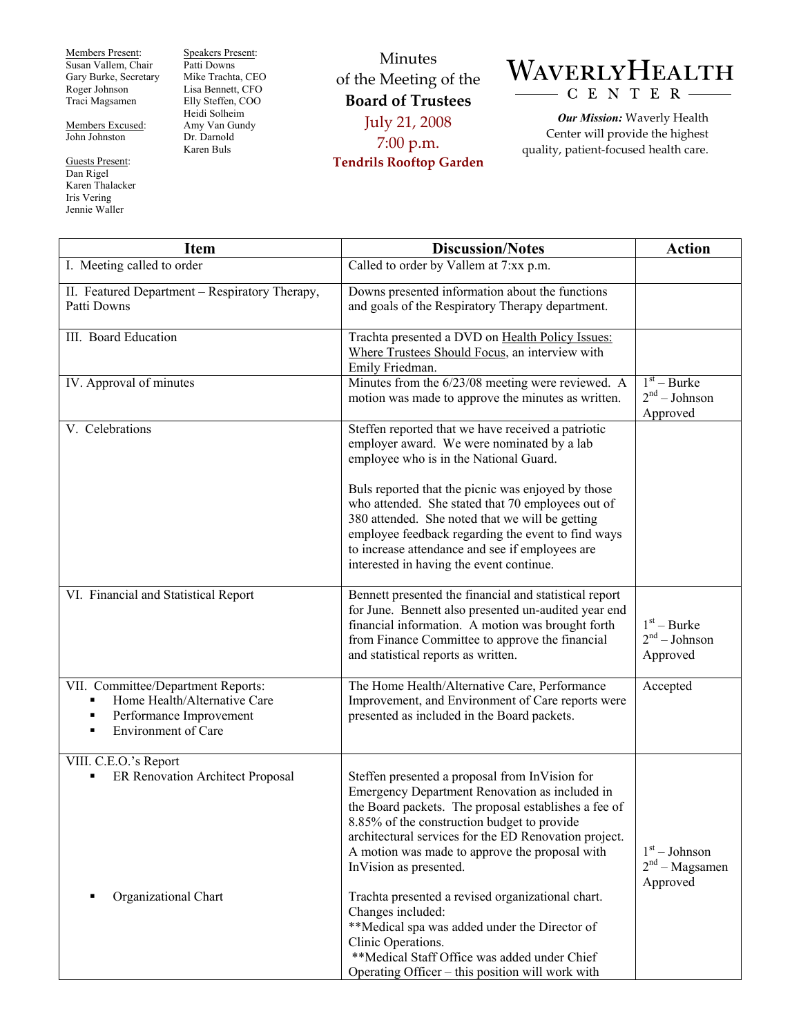Members Present:
Susan Vallem, Chair
Gary Burke, Secretary
Roger Johnson
Traci Magsamen

Members Excused:
John Johnston

Guests Present:
Dan Rigel
Karen Thalacker
Iris Vering
Jennie Waller

Speakers Present:
Patti Downs
Mike Trachta, CEO
Lisa Bennett, CFO
Elly Steffen, COO
Heidi Solheim
Amy Van Gundy
Dr. Darnold
Karen Buls

# Minutes of the Meeting of the **Board of Trustees**

July 21, 2008
7:00 p.m.
**Tendrils Rooftop Garden**

**WAVERLY HEALTH CENTER**

***Our Mission:*** Waverly Health Center will provide the highest quality, patient-focused health care.

| Item | Discussion/Notes | Action |
|---|---|---|
| I. Meeting called to order | Called to order by Vallem at 7:xx p.m. | |
| II. Featured Department – Respiratory Therapy, Patti Downs | Downs presented information about the functions and goals of the Respiratory Therapy department. | |
| III. Board Education | Trachta presented a DVD on Health Policy Issues: Where Trustees Should Focus, an interview with Emily Friedman. | |
| IV. Approval of minutes | Minutes from the 6/23/08 meeting were reviewed. A motion was made to approve the minutes as written. | 1st – Burke<br>2nd – Johnson<br>Approved |
| V. Celebrations | Steffen reported that we have received a patriotic employer award. We were nominated by a lab employee who is in the National Guard.<br><br>Buls reported that the picnic was enjoyed by those who attended. She stated that 70 employees out of 380 attended. She noted that we will be getting employee feedback regarding the event to find ways to increase attendance and see if employees are interested in having the event continue. | |
| VI. Financial and Statistical Report | Bennett presented the financial and statistical report for June. Bennett also presented un-audited year end financial information. A motion was brought forth from Finance Committee to approve the financial and statistical reports as written. | 1st – Burke<br>2nd – Johnson<br>Approved |
| VII. Committee/Department Reports:<br>▪ Home Health/Alternative Care<br>▪ Performance Improvement<br>▪ Environment of Care | The Home Health/Alternative Care, Performance Improvement, and Environment of Care reports were presented as included in the Board packets. | Accepted |
| VIII. C.E.O.'s Report<br>▪ ER Renovation Architect Proposal | Steffen presented a proposal from InVision for Emergency Department Renovation as included in the Board packets. The proposal establishes a fee of 8.85% of the construction budget to provide architectural services for the ED Renovation project. A motion was made to approve the proposal with InVision as presented. | 1st – Johnson<br>2nd – Magsamen<br>Approved |
| ▪ Organizational Chart | Trachta presented a revised organizational chart. Changes included:<br>**Medical spa was added under the Director of Clinic Operations.<br>**Medical Staff Office was added under Chief Operating Officer – this position will work with | |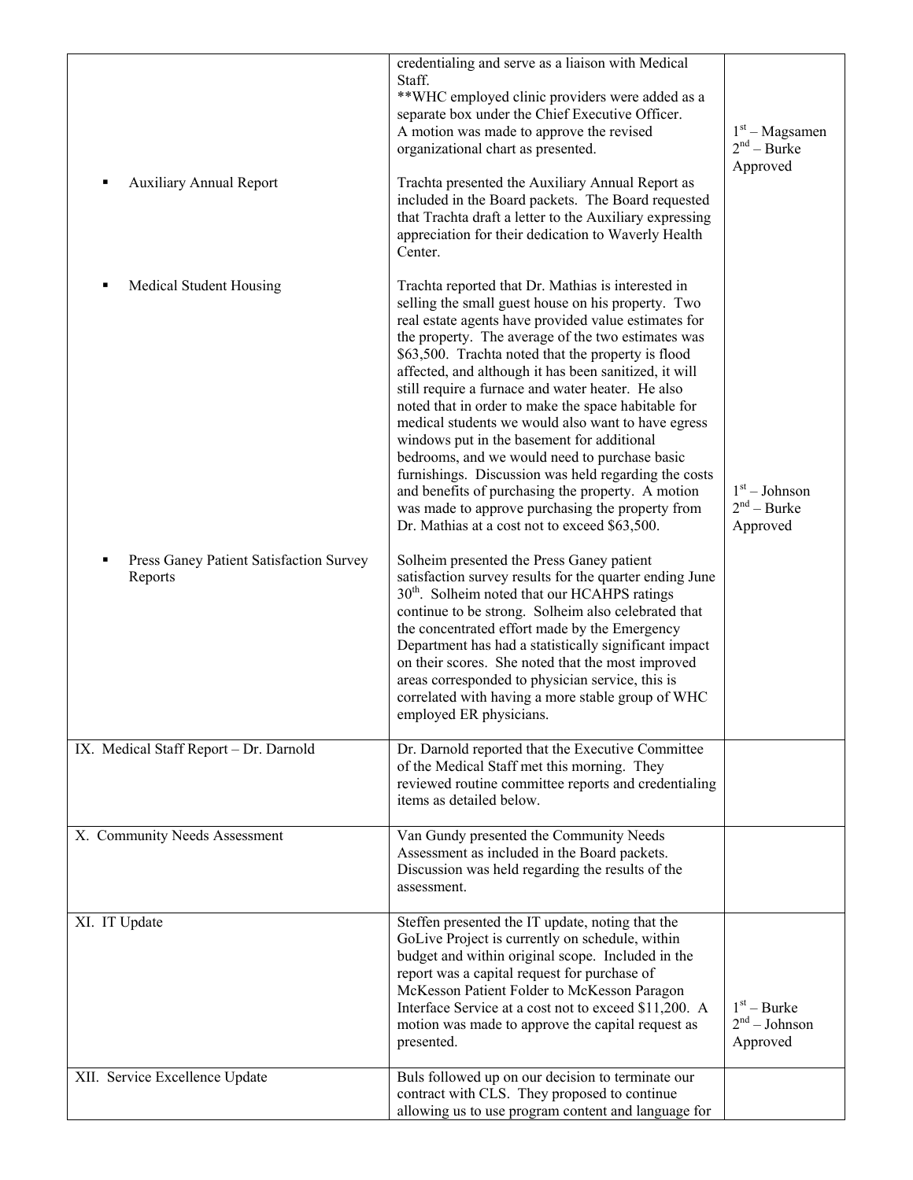| | | |
|---|---|---|
| | credentialing and serve as a liaison with Medical Staff.<br>**WHC employed clinic providers were added as a separate box under the Chief Executive Officer.<br>A motion was made to approve the revised organizational chart as presented. | 1st – Magsamen<br>2nd – Burke<br>Approved |
| ▪ Auxiliary Annual Report | Trachta presented the Auxiliary Annual Report as included in the Board packets. The Board requested that Trachta draft a letter to the Auxiliary expressing appreciation for their dedication to Waverly Health Center. | |
| ▪ Medical Student Housing | Trachta reported that Dr. Mathias is interested in selling the small guest house on his property. Two real estate agents have provided value estimates for the property. The average of the two estimates was $63,500. Trachta noted that the property is flood affected, and although it has been sanitized, it will still require a furnace and water heater. He also noted that in order to make the space habitable for medical students we would also want to have egress windows put in the basement for additional bedrooms, and we would need to purchase basic furnishings. Discussion was held regarding the costs and benefits of purchasing the property. A motion was made to approve purchasing the property from Dr. Mathias at a cost not to exceed $63,500. | 1st – Johnson<br>2nd – Burke<br>Approved |
| ▪ Press Ganey Patient Satisfaction Survey Reports | Solheim presented the Press Ganey patient satisfaction survey results for the quarter ending June 30th. Solheim noted that our HCAHPS ratings continue to be strong. Solheim also celebrated that the concentrated effort made by the Emergency Department has had a statistically significant impact on their scores. She noted that the most improved areas corresponded to physician service, this is correlated with having a more stable group of WHC employed ER physicians. | |
| IX. Medical Staff Report – Dr. Darnold | Dr. Darnold reported that the Executive Committee of the Medical Staff met this morning. They reviewed routine committee reports and credentialing items as detailed below. | |
| X. Community Needs Assessment | Van Gundy presented the Community Needs Assessment as included in the Board packets. Discussion was held regarding the results of the assessment. | |
| XI. IT Update | Steffen presented the IT update, noting that the GoLive Project is currently on schedule, within budget and within original scope. Included in the report was a capital request for purchase of McKesson Patient Folder to McKesson Paragon Interface Service at a cost not to exceed $11,200. A motion was made to approve the capital request as presented. | 1st – Burke<br>2nd – Johnson<br>Approved |
| XII. Service Excellence Update | Buls followed up on our decision to terminate our contract with CLS. They proposed to continue allowing us to use program content and language for | |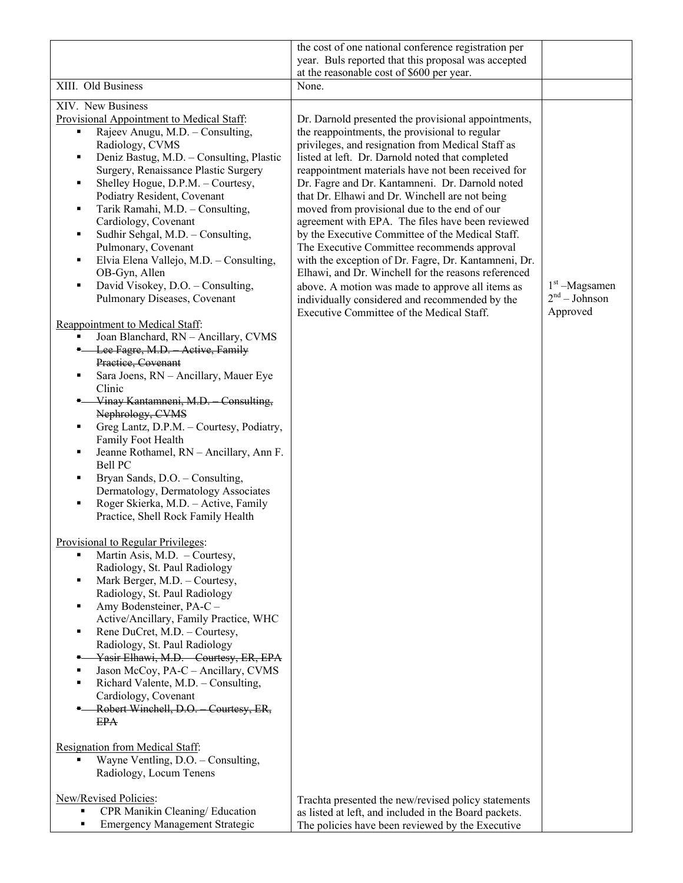| | | |
|---|---|---|
| | the cost of one national conference registration per year. Buls reported that this proposal was accepted at the reasonable cost of $600 per year. | |
| XIII. Old Business | None. | |
| XIV. New Business<br><br><u>Provisional Appointment to Medical Staff</u>:<br>▪ Rajeev Anugu, M.D. – Consulting, Radiology, CVMS<br>▪ Deniz Bastug, M.D. – Consulting, Plastic Surgery, Renaissance Plastic Surgery<br>▪ Shelley Hogue, D.P.M. – Courtesy, Podiatry Resident, Covenant<br>▪ Tarik Ramahi, M.D. – Consulting, Cardiology, Covenant<br>▪ Sudhir Sehgal, M.D. – Consulting, Pulmonary, Covenant<br>▪ Elvia Elena Vallejo, M.D. – Consulting, OB-Gyn, Allen<br>▪ David Visokey, D.O. – Consulting, Pulmonary Diseases, Covenant<br><br><u>Reappointment to Medical Staff</u>:<br>▪ Joan Blanchard, RN – Ancillary, CVMS<br>▪ ~~Lee Fagre, M.D. – Active, Family Practice, Covenant~~<br>▪ Sara Joens, RN – Ancillary, Mauer Eye Clinic<br>▪ ~~Vinay Kantamneni, M.D. – Consulting, Nephrology, CVMS~~<br>▪ Greg Lantz, D.P.M. – Courtesy, Podiatry, Family Foot Health<br>▪ Jeanne Rothamel, RN – Ancillary, Ann F. Bell PC<br>▪ Bryan Sands, D.O. – Consulting, Dermatology, Dermatology Associates<br>▪ Roger Skierka, M.D. – Active, Family Practice, Shell Rock Family Health<br><br><u>Provisional to Regular Privileges</u>:<br>▪ Martin Asis, M.D. – Courtesy, Radiology, St. Paul Radiology<br>▪ Mark Berger, M.D. – Courtesy, Radiology, St. Paul Radiology<br>▪ Amy Bodensteiner, PA-C – Active/Ancillary, Family Practice, WHC<br>▪ Rene DuCret, M.D. – Courtesy, Radiology, St. Paul Radiology<br>▪ ~~Yasir Elhawi, M.D. – Courtesy, ER, EPA~~<br>▪ Jason McCoy, PA-C – Ancillary, CVMS<br>▪ Richard Valente, M.D. – Consulting, Cardiology, Covenant<br>▪ ~~Robert Winchell, D.O. – Courtesy, ER, EPA~~<br><br><u>Resignation from Medical Staff</u>:<br>▪ Wayne Ventling, D.O. – Consulting, Radiology, Locum Tenens | Dr. Darnold presented the provisional appointments, the reappointments, the provisional to regular privileges, and resignation from Medical Staff as listed at left. Dr. Darnold noted that completed reappointment materials have not been received for Dr. Fagre and Dr. Kantamneni. Dr. Darnold noted that Dr. Elhawi and Dr. Winchell are not being moved from provisional due to the end of our agreement with EPA. The files have been reviewed by the Executive Committee of the Medical Staff. The Executive Committee recommends approval with the exception of Dr. Fagre, Dr. Kantamneni, Dr. Elhawi, and Dr. Winchell for the reasons referenced above. A motion was made to approve all items as individually considered and recommended by the Executive Committee of the Medical Staff. | 1st – Magsamen<br>2nd – Johnson<br>Approved |
| <u>New/Revised Policies</u>:<br>▪ CPR Manikin Cleaning/ Education<br>▪ Emergency Management Strategic | Trachta presented the new/revised policy statements as listed at left, and included in the Board packets. The policies have been reviewed by the Executive | |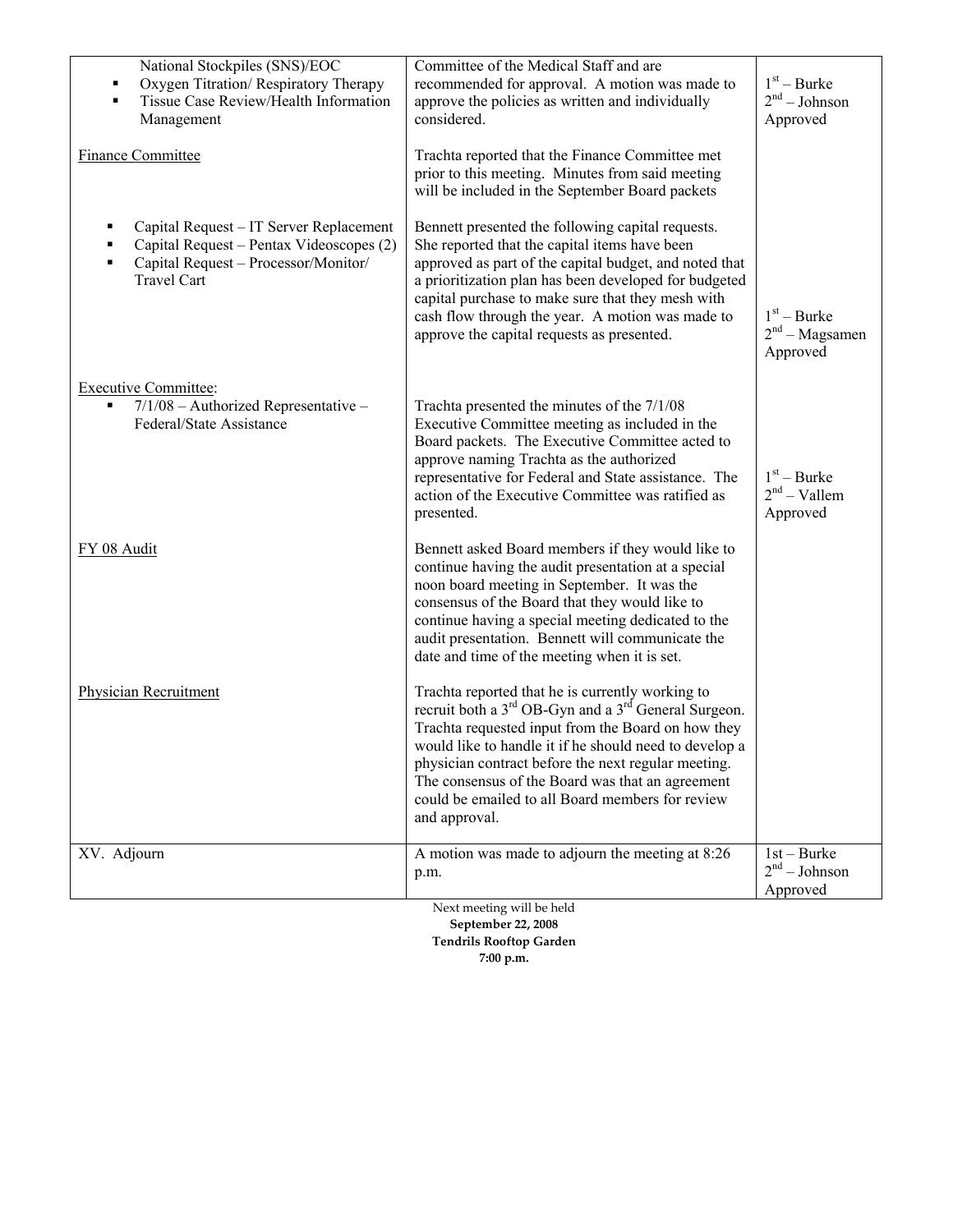| | | |
|---|---|---|
| National Stockpiles (SNS)/EOC<br>▪ Oxygen Titration/ Respiratory Therapy<br>▪ Tissue Case Review/Health Information Management | Committee of the Medical Staff and are recommended for approval. A motion was made to approve the policies as written and individually considered. | 1st – Burke<br>2nd – Johnson<br>Approved |
| Finance Committee | Trachta reported that the Finance Committee met prior to this meeting. Minutes from said meeting will be included in the September Board packets | |
| ▪ Capital Request – IT Server Replacement<br>▪ Capital Request – Pentax Videoscopes (2)<br>▪ Capital Request – Processor/Monitor/ Travel Cart | Bennett presented the following capital requests. She reported that the capital items have been approved as part of the capital budget, and noted that a prioritization plan has been developed for budgeted capital purchase to make sure that they mesh with cash flow through the year. A motion was made to approve the capital requests as presented. | 1st – Burke<br>2nd – Magsamen<br>Approved |
| Executive Committee:<br>▪ 7/1/08 – Authorized Representative – Federal/State Assistance | Trachta presented the minutes of the 7/1/08 Executive Committee meeting as included in the Board packets. The Executive Committee acted to approve naming Trachta as the authorized representative for Federal and State assistance. The action of the Executive Committee was ratified as presented. | 1st – Burke<br>2nd – Vallem<br>Approved |
| FY 08 Audit | Bennett asked Board members if they would like to continue having the audit presentation at a special noon board meeting in September. It was the consensus of the Board that they would like to continue having a special meeting dedicated to the audit presentation. Bennett will communicate the date and time of the meeting when it is set. | |
| Physician Recruitment | Trachta reported that he is currently working to recruit both a 3rd OB-Gyn and a 3rd General Surgeon. Trachta requested input from the Board on how they would like to handle it if he should need to develop a physician contract before the next regular meeting. The consensus of the Board was that an agreement could be emailed to all Board members for review and approval. | |
| XV. Adjourn | A motion was made to adjourn the meeting at 8:26 p.m. | 1st – Burke<br>2nd – Johnson<br>Approved |

Next meeting will be held
**September 22, 2008**
**Tendrils Rooftop Garden**
**7:00 p.m.**